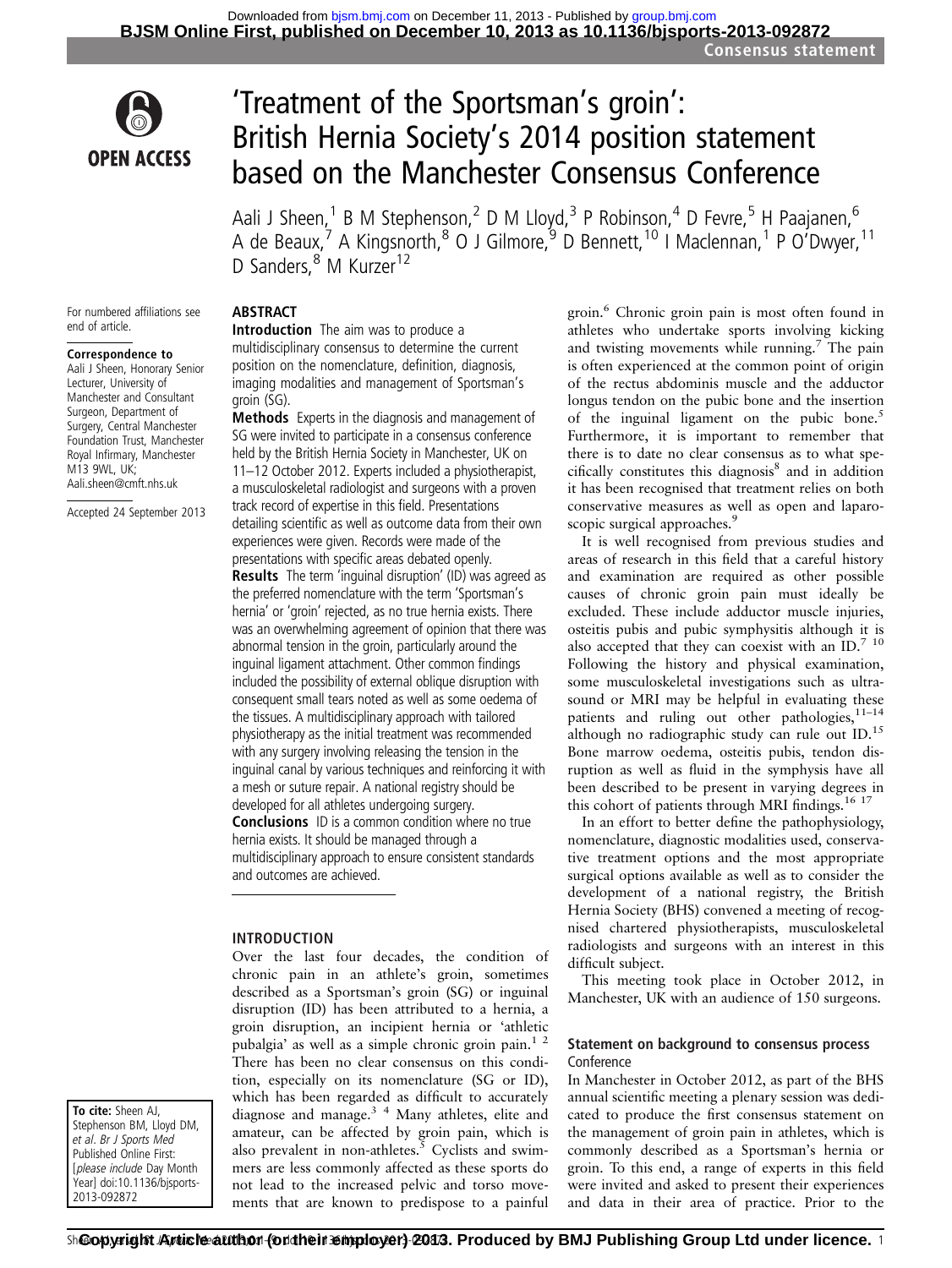# 'Treatment of the Sportsman's groin': British Hernia Society's 2014 position statement based on the Manchester Consensus Conference

Aali J Sheen,[1] B M Stephenson,[2] D M Lloyd,[3] P Robinson,[4] D Fevre,[5] H Paajanen,[6] A de Beaux,[7] A Kingsnorth,[8] O J Gilmore,[9] D Bennett,[10] I Maclennan,[1] P O'Dwyer,[11] D Sanders,[8] M Kurzer[12]

For numbered affiliations see end of article.

**Correspondence to**
Aali J Sheen, Honorary Senior Lecturer, University of Manchester and Consultant Surgeon, Department of Surgery, Central Manchester Foundation Trust, Manchester Royal Infirmary, Manchester M13 9WL, UK; Aali.sheen@cmft.nhs.uk

Accepted 24 September 2013

## ABSTRACT

**Introduction** The aim was to produce a multidisciplinary consensus to determine the current position on the nomenclature, definition, diagnosis, imaging modalities and management of Sportsman's groin (SG).

**Methods** Experts in the diagnosis and management of SG were invited to participate in a consensus conference held by the British Hernia Society in Manchester, UK on 11–12 October 2012. Experts included a physiotherapist, a musculoskeletal radiologist and surgeons with a proven track record of expertise in this field. Presentations detailing scientific as well as outcome data from their own experiences were given. Records were made of the presentations with specific areas debated openly.

**Results** The term 'inguinal disruption' (ID) was agreed as the preferred nomenclature with the term 'Sportsman's hernia' or 'groin' rejected, as no true hernia exists. There was an overwhelming agreement of opinion that there was abnormal tension in the groin, particularly around the inguinal ligament attachment. Other common findings included the possibility of external oblique disruption with consequent small tears noted as well as some oedema of the tissues. A multidisciplinary approach with tailored physiotherapy as the initial treatment was recommended with any surgery involving releasing the tension in the inguinal canal by various techniques and reinforcing it with a mesh or suture repair. A national registry should be developed for all athletes undergoing surgery.

**Conclusions** ID is a common condition where no true hernia exists. It should be managed through a multidisciplinary approach to ensure consistent standards and outcomes are achieved.

## INTRODUCTION

Over the last four decades, the condition of chronic pain in an athlete's groin, sometimes described as a Sportsman's groin (SG) or inguinal disruption (ID) has been attributed to a hernia, a groin disruption, an incipient hernia or 'athletic pubalgia' as well as a simple chronic groin pain.[1,2] There has been no clear consensus on this condition, especially on its nomenclature (SG or ID), which has been regarded as difficult to accurately diagnose and manage.[3,4] Many athletes, elite and amateur, can be affected by groin pain, which is also prevalent in non-athletes.[5] Cyclists and swimmers are less commonly affected as these sports do not lead to the increased pelvic and torso movements that are known to predispose to a painful groin.[6] Chronic groin pain is most often found in athletes who undertake sports involving kicking and twisting movements while running.[7] The pain is often experienced at the common point of origin of the rectus abdominis muscle and the adductor longus tendon on the pubic bone and the insertion of the inguinal ligament on the pubic bone.[5] Furthermore, it is important to remember that there is to date no clear consensus as to what specifically constitutes this diagnosis[8] and in addition it has been recognised that treatment relies on both conservative measures as well as open and laparoscopic surgical approaches.[9]

It is well recognised from previous studies and areas of research in this field that a careful history and examination are required as other possible causes of chronic groin pain must ideally be excluded. These include adductor muscle injuries, osteitis pubis and pubic symphysitis although it is also accepted that they can coexist with an ID.[7,10] Following the history and physical examination, some musculoskeletal investigations such as ultrasound or MRI may be helpful in evaluating these patients and ruling out other pathologies,[11–14] although no radiographic study can rule out ID.[15] Bone marrow oedema, osteitis pubis, tendon disruption as well as fluid in the symphysis have all been described to be present in varying degrees in this cohort of patients through MRI findings.[16,17]

In an effort to better define the pathophysiology, nomenclature, diagnostic modalities used, conservative treatment options and the most appropriate surgical options available as well as to consider the development of a national registry, the British Hernia Society (BHS) convened a meeting of recognised chartered physiotherapists, musculoskeletal radiologists and surgeons with an interest in this difficult subject.

This meeting took place in October 2012, in Manchester, UK with an audience of 150 surgeons.

### Statement on background to consensus process

Conference

In Manchester in October 2012, as part of the BHS annual scientific meeting a plenary session was dedicated to produce the first consensus statement on the management of groin pain in athletes, which is commonly described as a Sportsman's hernia or groin. To this end, a range of experts in this field were invited and asked to present their experiences and data in their area of practice. Prior to the

**To cite:** Sheen AJ, Stephenson BM, Lloyd DM, *et al*. *Br J Sports Med* Published Online First: [*please include* Day Month Year] doi:10.1136/bjsports-2013-092872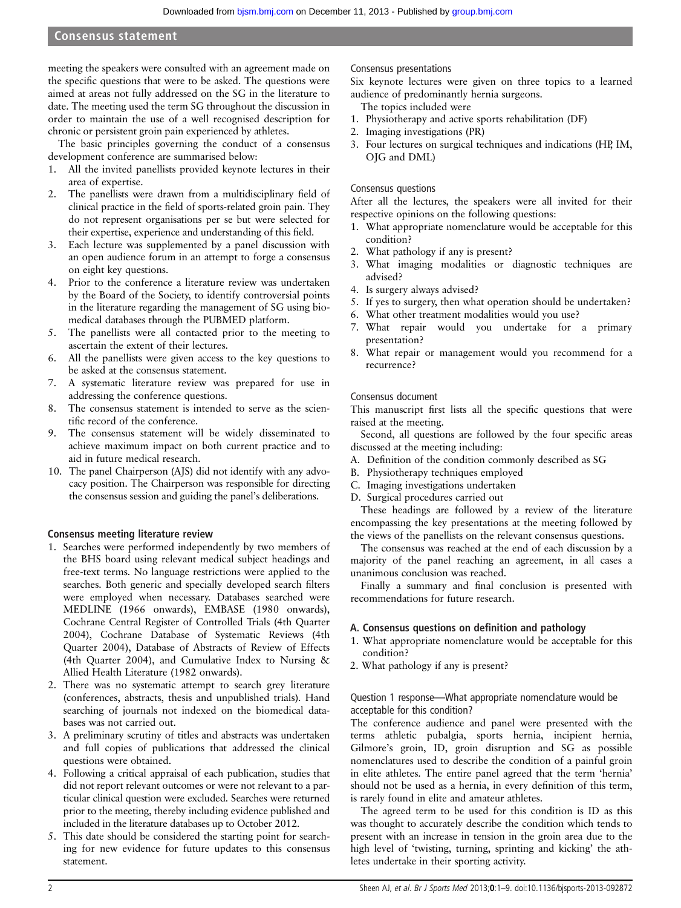meeting the speakers were consulted with an agreement made on the specific questions that were to be asked. The questions were aimed at areas not fully addressed on the SG in the literature to date. The meeting used the term SG throughout the discussion in order to maintain the use of a well recognised description for chronic or persistent groin pain experienced by athletes.

The basic principles governing the conduct of a consensus development conference are summarised below:

1. All the invited panellists provided keynote lectures in their area of expertise.
2. The panellists were drawn from a multidisciplinary field of clinical practice in the field of sports-related groin pain. They do not represent organisations per se but were selected for their expertise, experience and understanding of this field.
3. Each lecture was supplemented by a panel discussion with an open audience forum in an attempt to forge a consensus on eight key questions.
4. Prior to the conference a literature review was undertaken by the Board of the Society, to identify controversial points in the literature regarding the management of SG using biomedical databases through the PUBMED platform.
5. The panellists were all contacted prior to the meeting to ascertain the extent of their lectures.
6. All the panellists were given access to the key questions to be asked at the consensus statement.
7. A systematic literature review was prepared for use in addressing the conference questions.
8. The consensus statement is intended to serve as the scientific record of the conference.
9. The consensus statement will be widely disseminated to achieve maximum impact on both current practice and to aid in future medical research.
10. The panel Chairperson (AJS) did not identify with any advocacy position. The Chairperson was responsible for directing the consensus session and guiding the panel's deliberations.

### Consensus meeting literature review

1. Searches were performed independently by two members of the BHS board using relevant medical subject headings and free-text terms. No language restrictions were applied to the searches. Both generic and specially developed search filters were employed when necessary. Databases searched were MEDLINE (1966 onwards), EMBASE (1980 onwards), Cochrane Central Register of Controlled Trials (4th Quarter 2004), Cochrane Database of Systematic Reviews (4th Quarter 2004), Database of Abstracts of Review of Effects (4th Quarter 2004), and Cumulative Index to Nursing & Allied Health Literature (1982 onwards).
2. There was no systematic attempt to search grey literature (conferences, abstracts, thesis and unpublished trials). Hand searching of journals not indexed on the biomedical databases was not carried out.
3. A preliminary scrutiny of titles and abstracts was undertaken and full copies of publications that addressed the clinical questions were obtained.
4. Following a critical appraisal of each publication, studies that did not report relevant outcomes or were not relevant to a particular clinical question were excluded. Searches were returned prior to the meeting, thereby including evidence published and included in the literature databases up to October 2012.
5. This date should be considered the starting point for searching for new evidence for future updates to this consensus statement.

#### Consensus presentations

Six keynote lectures were given on three topics to a learned audience of predominantly hernia surgeons.

The topics included were

1. Physiotherapy and active sports rehabilitation (DF)
2. Imaging investigations (PR)
3. Four lectures on surgical techniques and indications (HP, IM, OJG and DML)

#### Consensus questions

After all the lectures, the speakers were all invited for their respective opinions on the following questions:

1. What appropriate nomenclature would be acceptable for this condition?
2. What pathology if any is present?
3. What imaging modalities or diagnostic techniques are advised?
4. Is surgery always advised?
5. If yes to surgery, then what operation should be undertaken?
6. What other treatment modalities would you use?
7. What repair would you undertake for a primary presentation?
8. What repair or management would you recommend for a recurrence?

#### Consensus document

This manuscript first lists all the specific questions that were raised at the meeting.

Second, all questions are followed by the four specific areas discussed at the meeting including:

A. Definition of the condition commonly described as SG
B. Physiotherapy techniques employed
C. Imaging investigations undertaken
D. Surgical procedures carried out

These headings are followed by a review of the literature encompassing the key presentations at the meeting followed by the views of the panellists on the relevant consensus questions.

The consensus was reached at the end of each discussion by a majority of the panel reaching an agreement, in all cases a unanimous conclusion was reached.

Finally a summary and final conclusion is presented with recommendations for future research.

### A. Consensus questions on definition and pathology

1. What appropriate nomenclature would be acceptable for this condition?
2. What pathology if any is present?

#### Question 1 response—What appropriate nomenclature would be acceptable for this condition?

The conference audience and panel were presented with the terms athletic pubalgia, sports hernia, incipient hernia, Gilmore's groin, ID, groin disruption and SG as possible nomenclatures used to describe the condition of a painful groin in elite athletes. The entire panel agreed that the term 'hernia' should not be used as a hernia, in every definition of this term, is rarely found in elite and amateur athletes.

The agreed term to be used for this condition is ID as this was thought to accurately describe the condition which tends to present with an increase in tension in the groin area due to the high level of 'twisting, turning, sprinting and kicking' the athletes undertake in their sporting activity.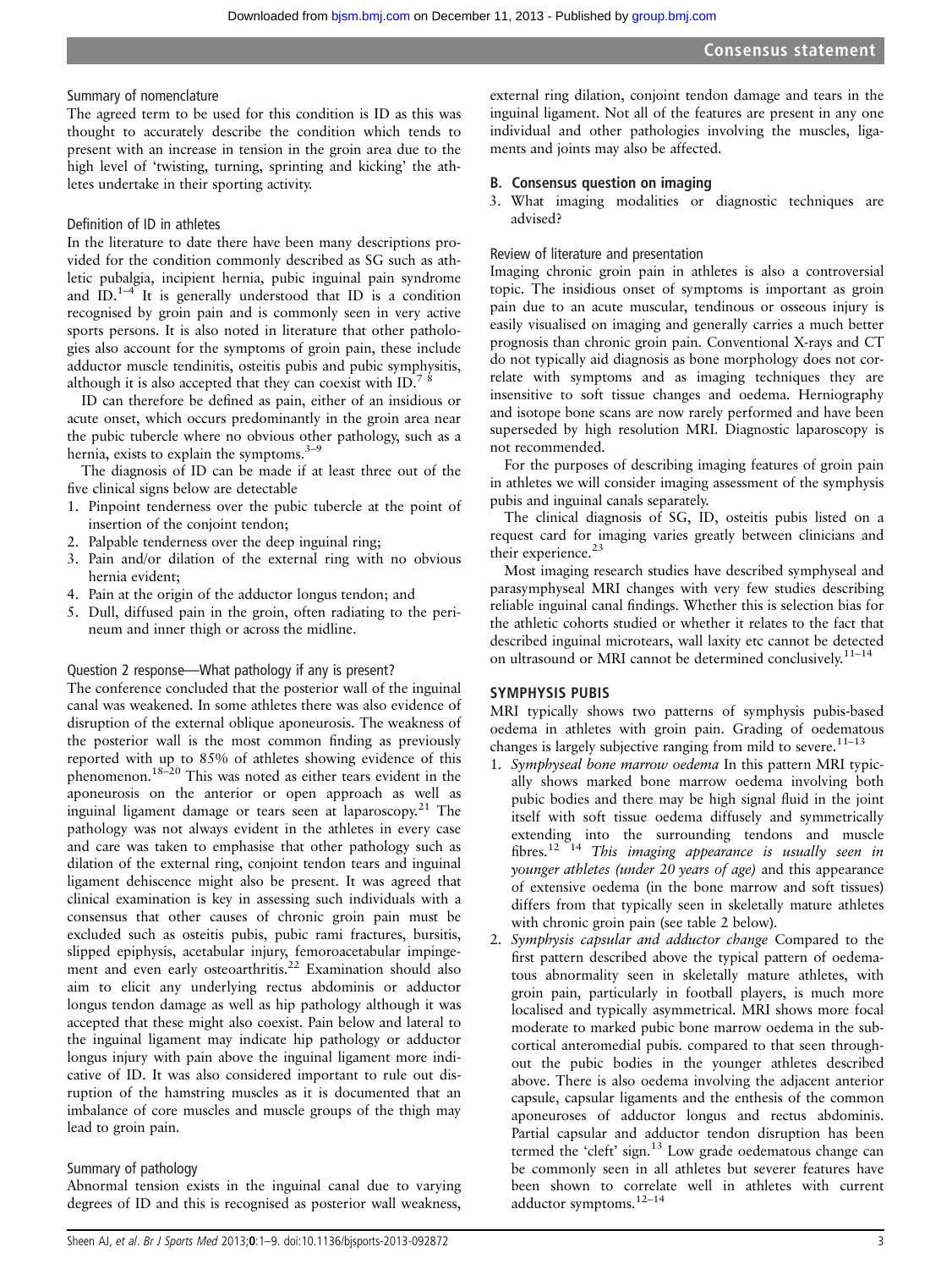### Summary of nomenclature

The agreed term to be used for this condition is ID as this was thought to accurately describe the condition which tends to present with an increase in tension in the groin area due to the high level of 'twisting, turning, sprinting and kicking' the athletes undertake in their sporting activity.

### Definition of ID in athletes

In the literature to date there have been many descriptions provided for the condition commonly described as SG such as athletic pubalgia, incipient hernia, pubic inguinal pain syndrome and ID.[1–4] It is generally understood that ID is a condition recognised by groin pain and is commonly seen in very active sports persons. It is also noted in literature that other pathologies also account for the symptoms of groin pain, these include adductor muscle tendinitis, osteitis pubis and pubic symphysitis, although it is also accepted that they can coexist with ID.[7 8]

ID can therefore be defined as pain, either of an insidious or acute onset, which occurs predominantly in the groin area near the pubic tubercle where no obvious other pathology, such as a hernia, exists to explain the symptoms.[3–9]

The diagnosis of ID can be made if at least three out of the five clinical signs below are detectable

1. Pinpoint tenderness over the pubic tubercle at the point of insertion of the conjoint tendon;
2. Palpable tenderness over the deep inguinal ring;
3. Pain and/or dilation of the external ring with no obvious hernia evident;
4. Pain at the origin of the adductor longus tendon; and
5. Dull, diffused pain in the groin, often radiating to the perineum and inner thigh or across the midline.

### Question 2 response—What pathology if any is present?

The conference concluded that the posterior wall of the inguinal canal was weakened. In some athletes there was also evidence of disruption of the external oblique aponeurosis. The weakness of the posterior wall is the most common finding as previously reported with up to 85% of athletes showing evidence of this phenomenon.[18–20] This was noted as either tears evident in the aponeurosis on the anterior or open approach as well as inguinal ligament damage or tears seen at laparoscopy.[21] The pathology was not always evident in the athletes in every case and care was taken to emphasise that other pathology such as dilation of the external ring, conjoint tendon tears and inguinal ligament dehiscence might also be present. It was agreed that clinical examination is key in assessing such individuals with a consensus that other causes of chronic groin pain must be excluded such as osteitis pubis, pubic rami fractures, bursitis, slipped epiphysis, acetabular injury, femoroacetabular impingement and even early osteoarthritis.[22] Examination should also aim to elicit any underlying rectus abdominis or adductor longus tendon damage as well as hip pathology although it was accepted that these might also coexist. Pain below and lateral to the inguinal ligament may indicate hip pathology or adductor longus injury with pain above the inguinal ligament more indicative of ID. It was also considered important to rule out disruption of the hamstring muscles as it is documented that an imbalance of core muscles and muscle groups of the thigh may lead to groin pain.

### Summary of pathology

Abnormal tension exists in the inguinal canal due to varying degrees of ID and this is recognised as posterior wall weakness, external ring dilation, conjoint tendon damage and tears in the inguinal ligament. Not all of the features are present in any one individual and other pathologies involving the muscles, ligaments and joints may also be affected.

## B. Consensus question on imaging

3. What imaging modalities or diagnostic techniques are advised?

### Review of literature and presentation

Imaging chronic groin pain in athletes is also a controversial topic. The insidious onset of symptoms is important as groin pain due to an acute muscular, tendinous or osseous injury is easily visualised on imaging and generally carries a much better prognosis than chronic groin pain. Conventional X-rays and CT do not typically aid diagnosis as bone morphology does not correlate with symptoms and as imaging techniques they are insensitive to soft tissue changes and oedema. Herniography and isotope bone scans are now rarely performed and have been superseded by high resolution MRI. Diagnostic laparoscopy is not recommended.

For the purposes of describing imaging features of groin pain in athletes we will consider imaging assessment of the symphysis pubis and inguinal canals separately.

The clinical diagnosis of SG, ID, osteitis pubis listed on a request card for imaging varies greatly between clinicians and their experience.[23]

Most imaging research studies have described symphyseal and parasymphyseal MRI changes with very few studies describing reliable inguinal canal findings. Whether this is selection bias for the athletic cohorts studied or whether it relates to the fact that described inguinal microtears, wall laxity etc cannot be detected on ultrasound or MRI cannot be determined conclusively.[11–14]

## SYMPHYSIS PUBIS

MRI typically shows two patterns of symphysis pubis-based oedema in athletes with groin pain. Grading of oedematous changes is largely subjective ranging from mild to severe.[11–13]

1. *Symphyseal bone marrow oedema* In this pattern MRI typically shows marked bone marrow oedema involving both pubic bodies and there may be high signal fluid in the joint itself with soft tissue oedema diffusely and symmetrically extending into the surrounding tendons and muscle fibres.[12 14] *This imaging appearance is usually seen in younger athletes (under 20 years of age)* and this appearance of extensive oedema (in the bone marrow and soft tissues) differs from that typically seen in skeletally mature athletes with chronic groin pain (see table 2 below).
2. *Symphysis capsular and adductor change* Compared to the first pattern described above the typical pattern of oedematous abnormality seen in skeletally mature athletes, with groin pain, particularly in football players, is much more localised and typically asymmetrical. MRI shows more focal moderate to marked pubic bone marrow oedema in the subcortical anteromedial pubis. compared to that seen throughout the pubic bodies in the younger athletes described above. There is also oedema involving the adjacent anterior capsule, capsular ligaments and the enthesis of the common aponeuroses of adductor longus and rectus abdominis. Partial capsular and adductor tendon disruption has been termed the 'cleft' sign.[13] Low grade oedematous change can be commonly seen in all athletes but severer features have been shown to correlate well in athletes with current adductor symptoms.[12–14]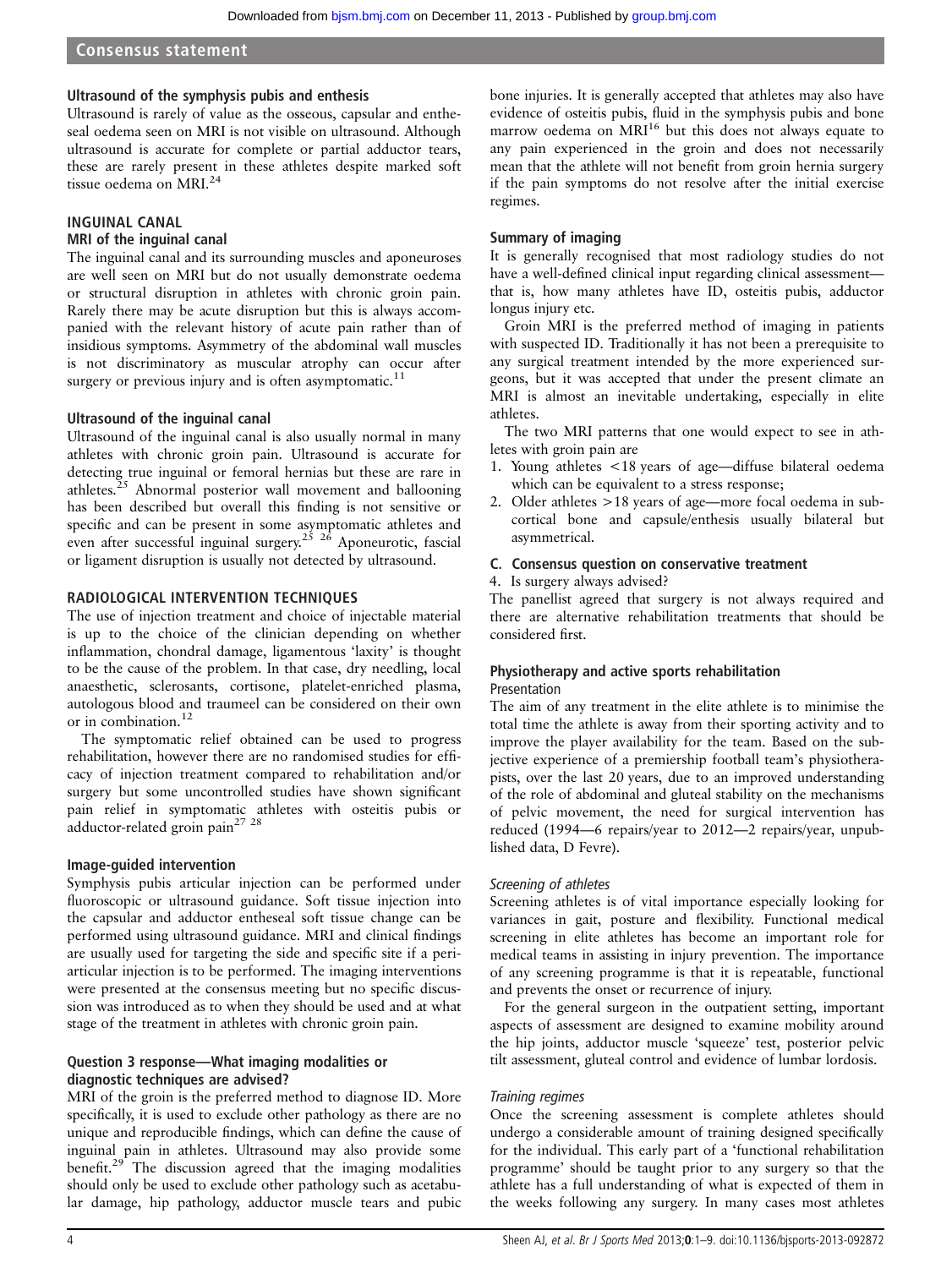### Ultrasound of the symphysis pubis and enthesis

Ultrasound is rarely of value as the osseous, capsular and entheseal oedema seen on MRI is not visible on ultrasound. Although ultrasound is accurate for complete or partial adductor tears, these are rarely present in these athletes despite marked soft tissue oedema on MRI.[24]

## INGUINAL CANAL

### MRI of the inguinal canal

The inguinal canal and its surrounding muscles and aponeuroses are well seen on MRI but do not usually demonstrate oedema or structural disruption in athletes with chronic groin pain. Rarely there may be acute disruption but this is always accompanied with the relevant history of acute pain rather than of insidious symptoms. Asymmetry of the abdominal wall muscles is not discriminatory as muscular atrophy can occur after surgery or previous injury and is often asymptomatic.[11]

### Ultrasound of the inguinal canal

Ultrasound of the inguinal canal is also usually normal in many athletes with chronic groin pain. Ultrasound is accurate for detecting true inguinal or femoral hernias but these are rare in athletes.[25] Abnormal posterior wall movement and ballooning has been described but overall this finding is not sensitive or specific and can be present in some asymptomatic athletes and even after successful inguinal surgery.[25,26] Aponeurotic, fascial or ligament disruption is usually not detected by ultrasound.

## RADIOLOGICAL INTERVENTION TECHNIQUES

The use of injection treatment and choice of injectable material is up to the choice of the clinician depending on whether inflammation, chondral damage, ligamentous 'laxity' is thought to be the cause of the problem. In that case, dry needling, local anaesthetic, sclerosants, cortisone, platelet-enriched plasma, autologous blood and traumeel can be considered on their own or in combination.[12]

The symptomatic relief obtained can be used to progress rehabilitation, however there are no randomised studies for efficacy of injection treatment compared to rehabilitation and/or surgery but some uncontrolled studies have shown significant pain relief in symptomatic athletes with osteitis pubis or adductor-related groin pain[27,28]

### Image-guided intervention

Symphysis pubis articular injection can be performed under fluoroscopic or ultrasound guidance. Soft tissue injection into the capsular and adductor entheseal soft tissue change can be performed using ultrasound guidance. MRI and clinical findings are usually used for targeting the side and specific site if a periarticular injection is to be performed. The imaging interventions were presented at the consensus meeting but no specific discussion was introduced as to when they should be used and at what stage of the treatment in athletes with chronic groin pain.

### Question 3 response—What imaging modalities or diagnostic techniques are advised?

MRI of the groin is the preferred method to diagnose ID. More specifically, it is used to exclude other pathology as there are no unique and reproducible findings, which can define the cause of inguinal pain in athletes. Ultrasound may also provide some benefit.[29] The discussion agreed that the imaging modalities should only be used to exclude other pathology such as acetabular damage, hip pathology, adductor muscle tears and pubic bone injuries. It is generally accepted that athletes may also have evidence of osteitis pubis, fluid in the symphysis pubis and bone marrow oedema on MRI[16] but this does not always equate to any pain experienced in the groin and does not necessarily mean that the athlete will not benefit from groin hernia surgery if the pain symptoms do not resolve after the initial exercise regimes.

### Summary of imaging

It is generally recognised that most radiology studies do not have a well-defined clinical input regarding clinical assessment—that is, how many athletes have ID, osteitis pubis, adductor longus injury etc.

Groin MRI is the preferred method of imaging in patients with suspected ID. Traditionally it has not been a prerequisite to any surgical treatment intended by the more experienced surgeons, but it was accepted that under the present climate an MRI is almost an inevitable undertaking, especially in elite athletes.

The two MRI patterns that one would expect to see in athletes with groin pain are

1. Young athletes <18 years of age—diffuse bilateral oedema which can be equivalent to a stress response;
2. Older athletes >18 years of age—more focal oedema in subcortical bone and capsule/enthesis usually bilateral but asymmetrical.

### C. Consensus question on conservative treatment

4. Is surgery always advised?

The panellist agreed that surgery is not always required and there are alternative rehabilitation treatments that should be considered first.

### Physiotherapy and active sports rehabilitation

Presentation

The aim of any treatment in the elite athlete is to minimise the total time the athlete is away from their sporting activity and to improve the player availability for the team. Based on the subjective experience of a premiership football team's physiotherapists, over the last 20 years, due to an improved understanding of the role of abdominal and gluteal stability on the mechanisms of pelvic movement, the need for surgical intervention has reduced (1994—6 repairs/year to 2012—2 repairs/year, unpublished data, D Fevre).

*Screening of athletes*

Screening athletes is of vital importance especially looking for variances in gait, posture and flexibility. Functional medical screening in elite athletes has become an important role for medical teams in assisting in injury prevention. The importance of any screening programme is that it is repeatable, functional and prevents the onset or recurrence of injury.

For the general surgeon in the outpatient setting, important aspects of assessment are designed to examine mobility around the hip joints, adductor muscle 'squeeze' test, posterior pelvic tilt assessment, gluteal control and evidence of lumbar lordosis.

*Training regimes*

Once the screening assessment is complete athletes should undergo a considerable amount of training designed specifically for the individual. This early part of a 'functional rehabilitation programme' should be taught prior to any surgery so that the athlete has a full understanding of what is expected of them in the weeks following any surgery. In many cases most athletes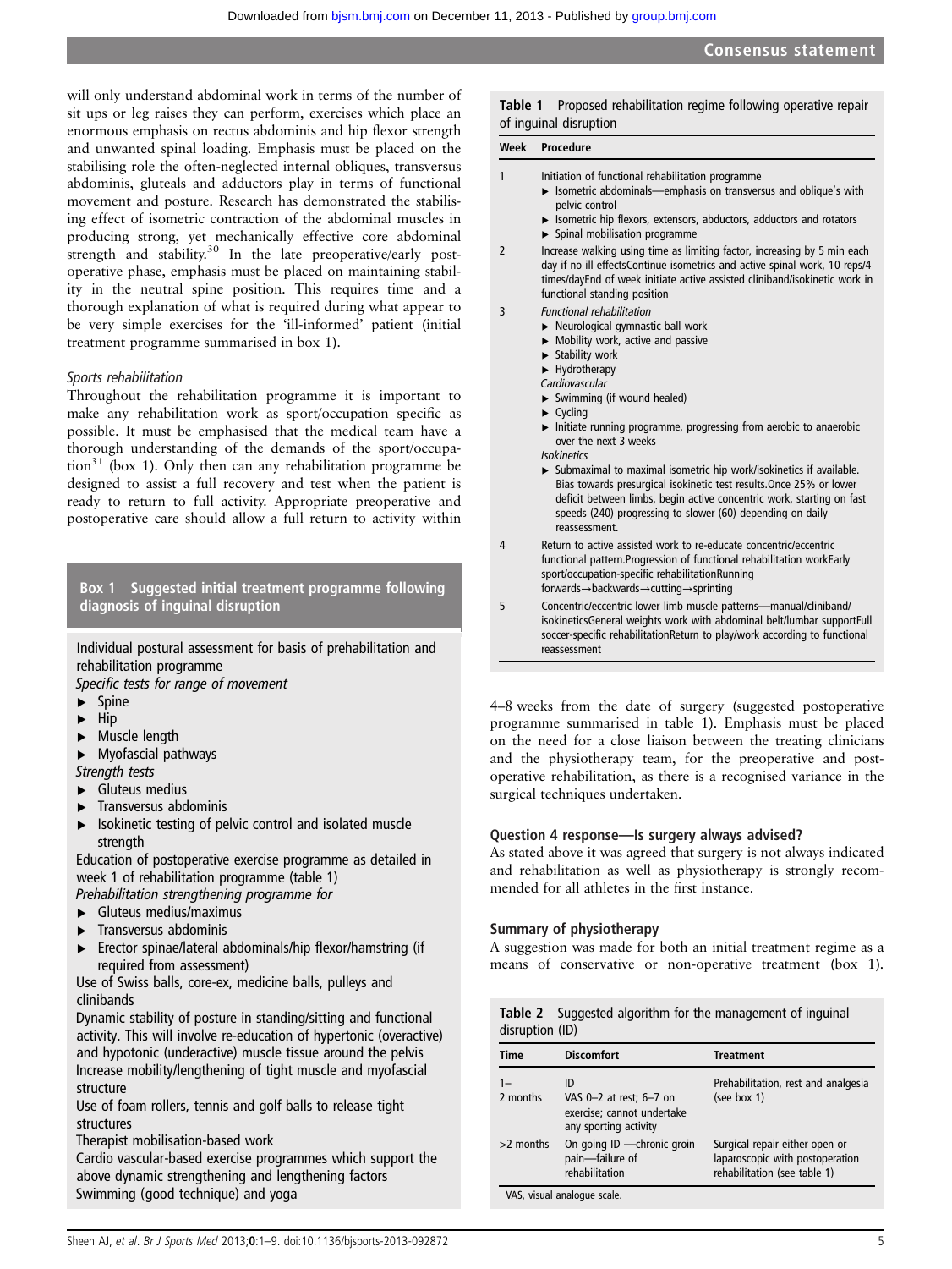will only understand abdominal work in terms of the number of sit ups or leg raises they can perform, exercises which place an enormous emphasis on rectus abdominis and hip flexor strength and unwanted spinal loading. Emphasis must be placed on the stabilising role the often-neglected internal obliques, transversus abdominis, gluteals and adductors play in terms of functional movement and posture. Research has demonstrated the stabilising effect of isometric contraction of the abdominal muscles in producing strong, yet mechanically effective core abdominal strength and stability.[30] In the late preoperative/early postoperative phase, emphasis must be placed on maintaining stability in the neutral spine position. This requires time and a thorough explanation of what is required during what appear to be very simple exercises for the 'ill-informed' patient (initial treatment programme summarised in box 1).

*Sports rehabilitation*

Throughout the rehabilitation programme it is important to make any rehabilitation work as sport/occupation specific as possible. It must be emphasised that the medical team have a thorough understanding of the demands of the sport/occupation[31] (box 1). Only then can any rehabilitation programme be designed to assist a full recovery and test when the patient is ready to return to full activity. Appropriate preoperative and postoperative care should allow a full return to activity within 4–8 weeks from the date of surgery (suggested postoperative programme summarised in table 1). Emphasis must be placed on the need for a close liaison between the treating clinicians and the physiotherapy team, for the preoperative and postoperative rehabilitation, as there is a recognised variance in the surgical techniques undertaken.

**Box 1 Suggested initial treatment programme following diagnosis of inguinal disruption**

Individual postural assessment for basis of prehabilitation and rehabilitation programme

*Specific tests for range of movement*

- Spine
- Hip
- Muscle length
- Myofascial pathways

*Strength tests*

- Gluteus medius
- Transversus abdominis
- Isokinetic testing of pelvic control and isolated muscle strength

Education of postoperative exercise programme as detailed in week 1 of rehabilitation programme (table 1)

*Prehabilitation strengthening programme for*

- Gluteus medius/maximus
- Transversus abdominis
- Erector spinae/lateral abdominals/hip flexor/hamstring (if required from assessment)

Use of Swiss balls, core-ex, medicine balls, pulleys and clinibands

Dynamic stability of posture in standing/sitting and functional activity. This will involve re-education of hypertonic (overactive) and hypotonic (underactive) muscle tissue around the pelvis

Increase mobility/lengthening of tight muscle and myofascial structure

Use of foam rollers, tennis and golf balls to release tight structures

Therapist mobilisation-based work

Cardio vascular-based exercise programmes which support the above dynamic strengthening and lengthening factors

Swimming (good technique) and yoga

**Table 1** Proposed rehabilitation regime following operative repair of inguinal disruption

| Week | Procedure |
|---|---|
| 1 | Initiation of functional rehabilitation programme<br>► Isometric abdominals—emphasis on transversus and oblique's with pelvic control<br>► Isometric hip flexors, extensors, abductors, adductors and rotators<br>► Spinal mobilisation programme |
| 2 | Increase walking using time as limiting factor, increasing by 5 min each day if no ill effectsContinue isometrics and active spinal work, 10 reps/4 times/dayEnd of week initiate active assisted cliniband/isokinetic work in functional standing position |
| 3 | *Functional rehabilitation*<br>► Neurological gymnastic ball work<br>► Mobility work, active and passive<br>► Stability work<br>► Hydrotherapy<br>*Cardiovascular*<br>► Swimming (if wound healed)<br>► Cycling<br>► Initiate running programme, progressing from aerobic to anaerobic over the next 3 weeks<br>*Isokinetics*<br>► Submaximal to maximal isometric hip work/isokinetics if available. Bias towards presurgical isokinetic test results.Once 25% or lower deficit between limbs, begin active concentric work, starting on fast speeds (240) progressing to slower (60) depending on daily reassessment. |
| 4 | Return to active assisted work to re-educate concentric/eccentric functional pattern.Progression of functional rehabilitation workEarly sport/occupation-specific rehabilitationRunning forwards→backwards→cutting→sprinting |
| 5 | Concentric/eccentric lower limb muscle patterns—manual/cliniband/isokineticsGeneral weights work with abdominal belt/lumbar supportFull soccer-specific rehabilitationReturn to play/work according to functional reassessment |

### Question 4 response—Is surgery always advised?

As stated above it was agreed that surgery is not always indicated and rehabilitation as well as physiotherapy is strongly recommended for all athletes in the first instance.

### Summary of physiotherapy

A suggestion was made for both an initial treatment regime as a means of conservative or non-operative treatment (box 1).

**Table 2** Suggested algorithm for the management of inguinal disruption (ID)

| Time | Discomfort | Treatment |
|---|---|---|
| 1–2 months | ID<br>VAS 0–2 at rest; 6–7 on exercise; cannot undertake any sporting activity | Prehabilitation, rest and analgesia (see box 1) |
| >2 months | On going ID —chronic groin pain—failure of rehabilitation | Surgical repair either open or laparoscopic with postoperation rehabilitation (see table 1) |

VAS, visual analogue scale.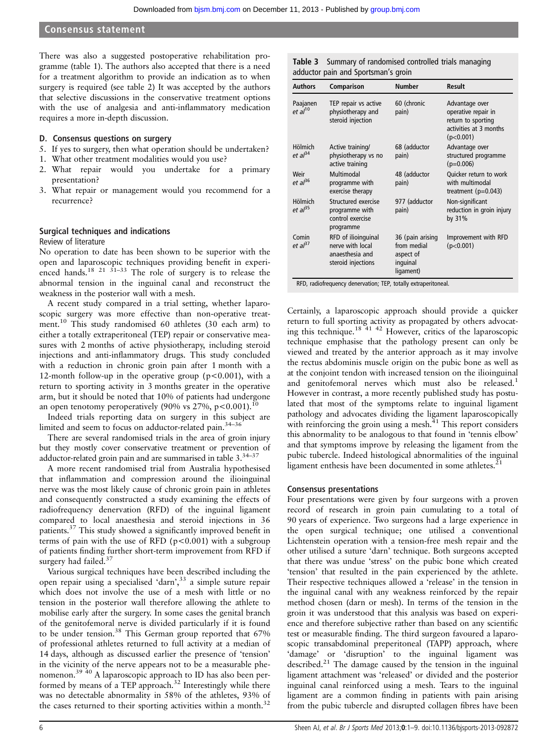There was also a suggested postoperative rehabilitation programme (table 1). The authors also accepted that there is a need for a treatment algorithm to provide an indication as to when surgery is required (see table 2) It was accepted by the authors that selective discussions in the conservative treatment options with the use of analgesia and anti-inflammatory medication requires a more in-depth discussion.

### D. Consensus questions on surgery

5. If yes to surgery, then what operation should be undertaken?
1. What other treatment modalities would you use?
2. What repair would you undertake for a primary presentation?
3. What repair or management would you recommend for a recurrence?

### Surgical techniques and indications

Review of literature

No operation to date has been shown to be superior with the open and laparoscopic techniques providing benefit in experienced hands.[18 21 31–33] The role of surgery is to release the abnormal tension in the inguinal canal and reconstruct the weakness in the posterior wall with a mesh.

A recent study compared in a trial setting, whether laparoscopic surgery was more effective than non-operative treatment.[10] This study randomised 60 athletes (30 each arm) to either a totally extraperitoneal (TEP) repair or conservative measures with 2 months of active physiotherapy, including steroid injections and anti-inflammatory drugs. This study concluded with a reduction in chronic groin pain after 1 month with a 12-month follow-up in the operative group ($p<0.001$), with a return to sporting activity in 3 months greater in the operative arm, but it should be noted that 10% of patients had undergone an open tenotomy peroperatively (90% vs 27%, $p<0.001$).[10]

Indeed trials reporting data on surgery in this subject are limited and seem to focus on adductor-related pain.[34–36]

There are several randomised trials in the area of groin injury but they mostly cover conservative treatment or prevention of adductor-related groin pain and are summarised in table 3.[34–37]

A more recent randomised trial from Australia hypothesised that inflammation and compression around the ilioinguinal nerve was the most likely cause of chronic groin pain in athletes and consequently constructed a study examining the effects of radiofrequency denervation (RFD) of the inguinal ligament compared to local anaesthesia and steroid injections in 36 patients.[37] This study showed a significantly improved benefit in terms of pain with the use of RFD ($p<0.001$) with a subgroup of patients finding further short-term improvement from RFD if surgery had failed.[37]

Various surgical techniques have been described including the open repair using a specialised 'darn',[33] a simple suture repair which does not involve the use of a mesh with little or no tension in the posterior wall therefore allowing the athlete to mobilise early after the surgery. In some cases the genital branch of the genitofemoral nerve is divided particularly if it is found to be under tension.[38] This German group reported that 67% of professional athletes returned to full activity at a median of 14 days, although as discussed earlier the presence of 'tension' in the vicinity of the nerve appears not to be a measurable phenomenon.[39 40] A laparoscopic approach to ID has also been performed by means of a TEP approach.[32] Interestingly while there was no detectable abnormality in 58% of the athletes, 93% of the cases returned to their sporting activities within a month.[32]

**Table 3** Summary of randomised controlled trials managing adductor pain and Sportsman's groin

| Authors | Comparison | Number | Result |
|---|---|---|---|
| Paajanen *et al*[10] | TEP repair vs active physiotherapy and steroid injection | 60 (chronic pain) | Advantage over operative repair in return to sporting activities at 3 months ($p<0.001$) |
| Hölmich *et al*[34] | Active training/physiotherapy vs no active training | 68 (adductor pain) | Advantage over structured programme ($p=0.006$) |
| Weir *et al*[36] | Multimodal programme with exercise therapy | 48 (adductor pain) | Quicker return to work with multimodal treatment ($p=0.043$) |
| Hölmich *et al*[35] | Structured exercise programme with control exercise programme | 977 (adductor pain) | Non-significant reduction in groin injury by 31% |
| Comin *et al*[37] | RFD of ilioinguinal nerve with local anaesthesia and steroid injections | 36 (pain arising from medial aspect of inguinal ligament) | Improvement with RFD ($p<0.001$) |

RFD, radiofrequency denervation; TEP, totally extraperitoneal.

Certainly, a laparoscopic approach should provide a quicker return to full sporting activity as propagated by others advocating this technique.[18 41 42] However, critics of the laparoscopic technique emphasise that the pathology present can only be viewed and treated by the anterior approach as it may involve the rectus abdominis muscle origin on the pubic bone as well as at the conjoint tendon with increased tension on the ilioinguinal and genitofemoral nerves which must also be released.[1] However in contrast, a more recently published study has postulated that most of the symptoms relate to inguinal ligament pathology and advocates dividing the ligament laparoscopically with reinforcing the groin using a mesh.[41] This report considers this abnormality to be analogous to that found in 'tennis elbow' and that symptoms improve by releasing the ligament from the pubic tubercle. Indeed histological abnormalities of the inguinal ligament enthesis have been documented in some athletes.[21]

### Consensus presentations

Four presentations were given by four surgeons with a proven record of research in groin pain cumulating to a total of 90 years of experience. Two surgeons had a large experience in the open surgical technique; one utilised a conventional Lichtenstein operation with a tension-free mesh repair and the other utilised a suture 'darn' technique. Both surgeons accepted that there was undue 'stress' on the pubic bone which created 'tension' that resulted in the pain experienced by the athlete. Their respective techniques allowed a 'release' in the tension in the inguinal canal with any weakness reinforced by the repair method chosen (darn or mesh). In terms of the tension in the groin it was understood that this analysis was based on experience and therefore subjective rather than based on any scientific test or measurable finding. The third surgeon favoured a laparoscopic transabdominal preperitoneal (TAPP) approach, where 'damage' or 'disruption' to the inguinal ligament was described.[21] The damage caused by the tension in the inguinal ligament attachment was 'released' or divided and the posterior inguinal canal reinforced using a mesh. Tears to the inguinal ligament are a common finding in patients with pain arising from the pubic tubercle and disrupted collagen fibres have been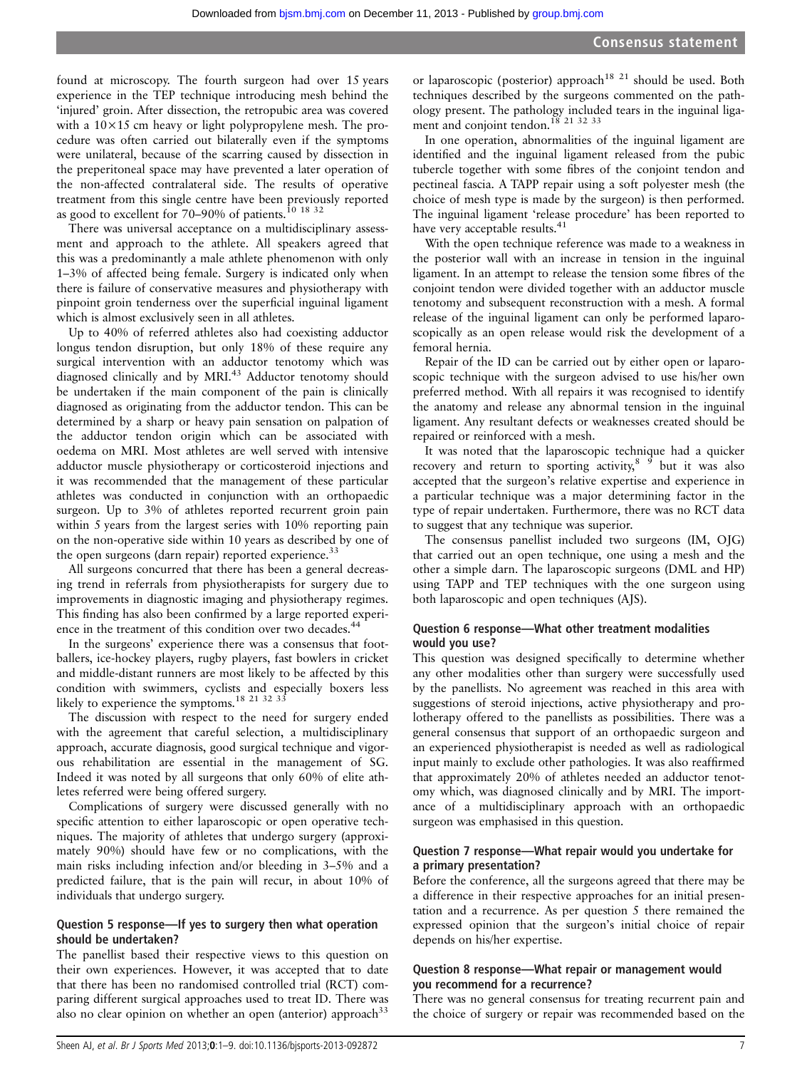found at microscopy. The fourth surgeon had over 15 years experience in the TEP technique introducing mesh behind the 'injured' groin. After dissection, the retropubic area was covered with a 10×15 cm heavy or light polypropylene mesh. The procedure was often carried out bilaterally even if the symptoms were unilateral, because of the scarring caused by dissection in the preperitoneal space may have prevented a later operation of the non-affected contralateral side. The results of operative treatment from this single centre have been previously reported as good to excellent for 70–90% of patients.[10 18 32]

There was universal acceptance on a multidisciplinary assessment and approach to the athlete. All speakers agreed that this was a predominantly a male athlete phenomenon with only 1–3% of affected being female. Surgery is indicated only when there is failure of conservative measures and physiotherapy with pinpoint groin tenderness over the superficial inguinal ligament which is almost exclusively seen in all athletes.

Up to 40% of referred athletes also had coexisting adductor longus tendon disruption, but only 18% of these require any surgical intervention with an adductor tenotomy which was diagnosed clinically and by MRI.[43] Adductor tenotomy should be undertaken if the main component of the pain is clinically diagnosed as originating from the adductor tendon. This can be determined by a sharp or heavy pain sensation on palpation of the adductor tendon origin which can be associated with oedema on MRI. Most athletes are well served with intensive adductor muscle physiotherapy or corticosteroid injections and it was recommended that the management of these particular athletes was conducted in conjunction with an orthopaedic surgeon. Up to 3% of athletes reported recurrent groin pain within 5 years from the largest series with 10% reporting pain on the non-operative side within 10 years as described by one of the open surgeons (darn repair) reported experience.[33]

All surgeons concurred that there has been a general decreasing trend in referrals from physiotherapists for surgery due to improvements in diagnostic imaging and physiotherapy regimes. This finding has also been confirmed by a large reported experience in the treatment of this condition over two decades.[44]

In the surgeons' experience there was a consensus that footballers, ice-hockey players, rugby players, fast bowlers in cricket and middle-distant runners are most likely to be affected by this condition with swimmers, cyclists and especially boxers less likely to experience the symptoms.[18 21 32 33]

The discussion with respect to the need for surgery ended with the agreement that careful selection, a multidisciplinary approach, accurate diagnosis, good surgical technique and vigorous rehabilitation are essential in the management of SG. Indeed it was noted by all surgeons that only 60% of elite athletes referred were being offered surgery.

Complications of surgery were discussed generally with no specific attention to either laparoscopic or open operative techniques. The majority of athletes that undergo surgery (approximately 90%) should have few or no complications, with the main risks including infection and/or bleeding in 3–5% and a predicted failure, that is the pain will recur, in about 10% of individuals that undergo surgery.

### Question 5 response—If yes to surgery then what operation should be undertaken?

The panellist based their respective views to this question on their own experiences. However, it was accepted that to date that there has been no randomised controlled trial (RCT) comparing different surgical approaches used to treat ID. There was also no clear opinion on whether an open (anterior) approach[33] or laparoscopic (posterior) approach[18 21] should be used. Both techniques described by the surgeons commented on the pathology present. The pathology included tears in the inguinal ligament and conjoint tendon.[18 21 32 33]

In one operation, abnormalities of the inguinal ligament are identified and the inguinal ligament released from the pubic tubercle together with some fibres of the conjoint tendon and pectineal fascia. A TAPP repair using a soft polyester mesh (the choice of mesh type is made by the surgeon) is then performed. The inguinal ligament 'release procedure' has been reported to have very acceptable results.[41]

With the open technique reference was made to a weakness in the posterior wall with an increase in tension in the inguinal ligament. In an attempt to release the tension some fibres of the conjoint tendon were divided together with an adductor muscle tenotomy and subsequent reconstruction with a mesh. A formal release of the inguinal ligament can only be performed laparoscopically as an open release would risk the development of a femoral hernia.

Repair of the ID can be carried out by either open or laparoscopic technique with the surgeon advised to use his/her own preferred method. With all repairs it was recognised to identify the anatomy and release any abnormal tension in the inguinal ligament. Any resultant defects or weaknesses created should be repaired or reinforced with a mesh.

It was noted that the laparoscopic technique had a quicker recovery and return to sporting activity,[8 9] but it was also accepted that the surgeon's relative expertise and experience in a particular technique was a major determining factor in the type of repair undertaken. Furthermore, there was no RCT data to suggest that any technique was superior.

The consensus panellist included two surgeons (IM, OJG) that carried out an open technique, one using a mesh and the other a simple darn. The laparoscopic surgeons (DML and HP) using TAPP and TEP techniques with the one surgeon using both laparoscopic and open techniques (AJS).

### Question 6 response—What other treatment modalities would you use?

This question was designed specifically to determine whether any other modalities other than surgery were successfully used by the panellists. No agreement was reached in this area with suggestions of steroid injections, active physiotherapy and prolotherapy offered to the panellists as possibilities. There was a general consensus that support of an orthopaedic surgeon and an experienced physiotherapist is needed as well as radiological input mainly to exclude other pathologies. It was also reaffirmed that approximately 20% of athletes needed an adductor tenotomy which, was diagnosed clinically and by MRI. The importance of a multidisciplinary approach with an orthopaedic surgeon was emphasised in this question.

### Question 7 response—What repair would you undertake for a primary presentation?

Before the conference, all the surgeons agreed that there may be a difference in their respective approaches for an initial presentation and a recurrence. As per question 5 there remained the expressed opinion that the surgeon's initial choice of repair depends on his/her expertise.

### Question 8 response—What repair or management would you recommend for a recurrence?

There was no general consensus for treating recurrent pain and the choice of surgery or repair was recommended based on the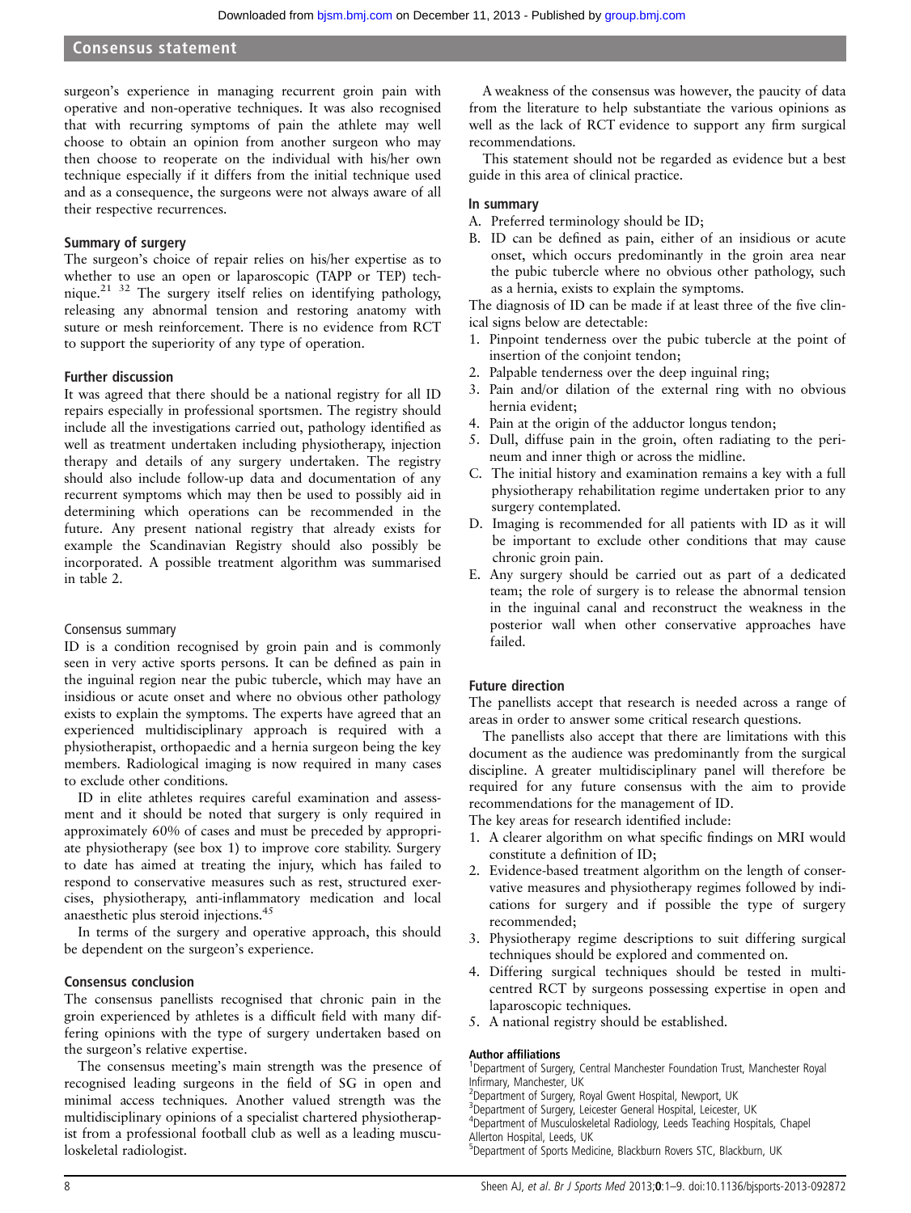surgeon's experience in managing recurrent groin pain with operative and non-operative techniques. It was also recognised that with recurring symptoms of pain the athlete may well choose to obtain an opinion from another surgeon who may then choose to reoperate on the individual with his/her own technique especially if it differs from the initial technique used and as a consequence, the surgeons were not always aware of all their respective recurrences.

### Summary of surgery

The surgeon's choice of repair relies on his/her expertise as to whether to use an open or laparoscopic (TAPP or TEP) technique.[21 32] The surgery itself relies on identifying pathology, releasing any abnormal tension and restoring anatomy with suture or mesh reinforcement. There is no evidence from RCT to support the superiority of any type of operation.

### Further discussion

It was agreed that there should be a national registry for all ID repairs especially in professional sportsmen. The registry should include all the investigations carried out, pathology identified as well as treatment undertaken including physiotherapy, injection therapy and details of any surgery undertaken. The registry should also include follow-up data and documentation of any recurrent symptoms which may then be used to possibly aid in determining which operations can be recommended in the future. Any present national registry that already exists for example the Scandinavian Registry should also possibly be incorporated. A possible treatment algorithm was summarised in table 2.

### Consensus summary

ID is a condition recognised by groin pain and is commonly seen in very active sports persons. It can be defined as pain in the inguinal region near the pubic tubercle, which may have an insidious or acute onset and where no obvious other pathology exists to explain the symptoms. The experts have agreed that an experienced multidisciplinary approach is required with a physiotherapist, orthopaedic and a hernia surgeon being the key members. Radiological imaging is now required in many cases to exclude other conditions.

ID in elite athletes requires careful examination and assessment and it should be noted that surgery is only required in approximately 60% of cases and must be preceded by appropriate physiotherapy (see box 1) to improve core stability. Surgery to date has aimed at treating the injury, which has failed to respond to conservative measures such as rest, structured exercises, physiotherapy, anti-inflammatory medication and local anaesthetic plus steroid injections.[45]

In terms of the surgery and operative approach, this should be dependent on the surgeon's experience.

### Consensus conclusion

The consensus panellists recognised that chronic pain in the groin experienced by athletes is a difficult field with many differing opinions with the type of surgery undertaken based on the surgeon's relative expertise.

The consensus meeting's main strength was the presence of recognised leading surgeons in the field of SG in open and minimal access techniques. Another valued strength was the multidisciplinary opinions of a specialist chartered physiotherapist from a professional football club as well as a leading musculoskeletal radiologist.

A weakness of the consensus was however, the paucity of data from the literature to help substantiate the various opinions as well as the lack of RCT evidence to support any firm surgical recommendations.

This statement should not be regarded as evidence but a best guide in this area of clinical practice.

### In summary

A. Preferred terminology should be ID;

B. ID can be defined as pain, either of an insidious or acute onset, which occurs predominantly in the groin area near the pubic tubercle where no obvious other pathology, such as a hernia, exists to explain the symptoms.

The diagnosis of ID can be made if at least three of the five clinical signs below are detectable:

1. Pinpoint tenderness over the pubic tubercle at the point of insertion of the conjoint tendon;
2. Palpable tenderness over the deep inguinal ring;
3. Pain and/or dilation of the external ring with no obvious hernia evident;
4. Pain at the origin of the adductor longus tendon;
5. Dull, diffuse pain in the groin, often radiating to the perineum and inner thigh or across the midline.

C. The initial history and examination remains a key with a full physiotherapy rehabilitation regime undertaken prior to any surgery contemplated.

D. Imaging is recommended for all patients with ID as it will be important to exclude other conditions that may cause chronic groin pain.

E. Any surgery should be carried out as part of a dedicated team; the role of surgery is to release the abnormal tension in the inguinal canal and reconstruct the weakness in the posterior wall when other conservative approaches have failed.

### Future direction

The panellists accept that research is needed across a range of areas in order to answer some critical research questions.

The panellists also accept that there are limitations with this document as the audience was predominantly from the surgical discipline. A greater multidisciplinary panel will therefore be required for any future consensus with the aim to provide recommendations for the management of ID.

The key areas for research identified include:

1. A clearer algorithm on what specific findings on MRI would constitute a definition of ID;
2. Evidence-based treatment algorithm on the length of conservative measures and physiotherapy regimes followed by indications for surgery and if possible the type of surgery recommended;
3. Physiotherapy regime descriptions to suit differing surgical techniques should be explored and commented on.
4. Differing surgical techniques should be tested in multicentred RCT by surgeons possessing expertise in open and laparoscopic techniques.
5. A national registry should be established.

#### Author affiliations

[1]Department of Surgery, Central Manchester Foundation Trust, Manchester Royal Infirmary, Manchester, UK
[2]Department of Surgery, Royal Gwent Hospital, Newport, UK
[3]Department of Surgery, Leicester General Hospital, Leicester, UK
[4]Department of Musculoskeletal Radiology, Leeds Teaching Hospitals, Chapel Allerton Hospital, Leeds, UK
[5]Department of Sports Medicine, Blackburn Rovers STC, Blackburn, UK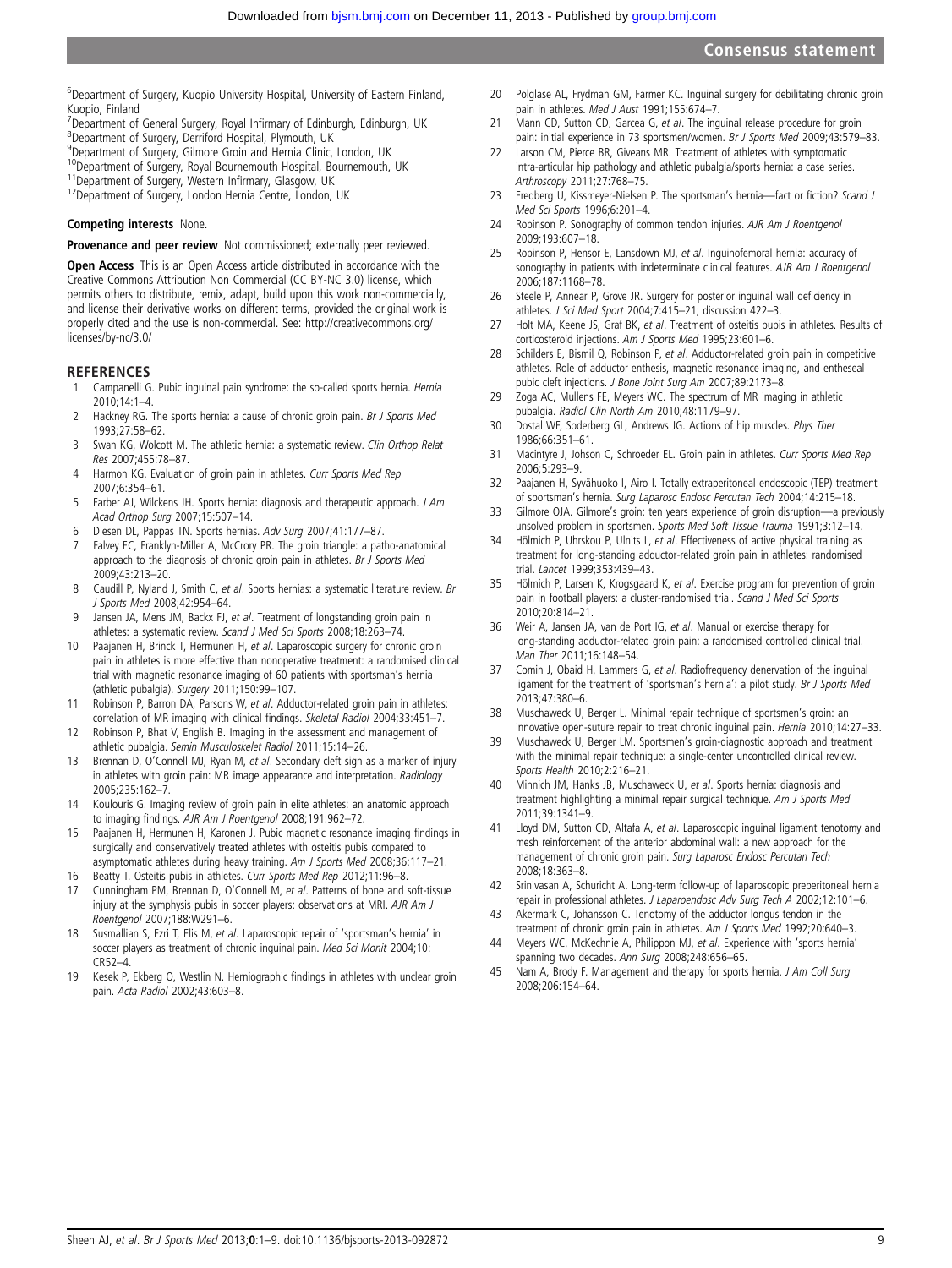[6]Department of Surgery, Kuopio University Hospital, University of Eastern Finland, Kuopio, Finland
[7]Department of General Surgery, Royal Infirmary of Edinburgh, Edinburgh, UK
[8]Department of Surgery, Derriford Hospital, Plymouth, UK
[9]Department of Surgery, Gilmore Groin and Hernia Clinic, London, UK
[10]Department of Surgery, Royal Bournemouth Hospital, Bournemouth, UK
[11]Department of Surgery, Western Infirmary, Glasgow, UK
[12]Department of Surgery, London Hernia Centre, London, UK

**Competing interests** None.

**Provenance and peer review** Not commissioned; externally peer reviewed.

**Open Access** This is an Open Access article distributed in accordance with the Creative Commons Attribution Non Commercial (CC BY-NC 3.0) license, which permits others to distribute, remix, adapt, build upon this work non-commercially, and license their derivative works on different terms, provided the original work is properly cited and the use is non-commercial. See: http://creativecommons.org/licenses/by-nc/3.0/

## REFERENCES

1. Campanelli G. Pubic inguinal pain syndrome: the so-called sports hernia. *Hernia* 2010;14:1–4.
2. Hackney RG. The sports hernia: a cause of chronic groin pain. *Br J Sports Med* 1993;27:58–62.
3. Swan KG, Wolcott M. The athletic hernia: a systematic review. *Clin Orthop Relat Res* 2007;455:78–87.
4. Harmon KG. Evaluation of groin pain in athletes. *Curr Sports Med Rep* 2007;6:354–61.
5. Farber AJ, Wilckens JH. Sports hernia: diagnosis and therapeutic approach. *J Am Acad Orthop Surg* 2007;15:507–14.
6. Diesen DL, Pappas TN. Sports hernias. *Adv Surg* 2007;41:177–87.
7. Falvey EC, Franklyn-Miller A, McCrory PR. The groin triangle: a patho-anatomical approach to the diagnosis of chronic groin pain in athletes. *Br J Sports Med* 2009;43:213–20.
8. Caudill P, Nyland J, Smith C, *et al*. Sports hernias: a systematic literature review. *Br J Sports Med* 2008;42:954–64.
9. Jansen JA, Mens JM, Backx FJ, *et al*. Treatment of longstanding groin pain in athletes: a systematic review. *Scand J Med Sci Sports* 2008;18:263–74.
10. Paajanen H, Brinck T, Hermunen H, *et al*. Laparoscopic surgery for chronic groin pain in athletes is more effective than nonoperative treatment: a randomised clinical trial with magnetic resonance imaging of 60 patients with sportsman's hernia (athletic pubalgia). *Surgery* 2011;150:99–107.
11. Robinson P, Barron DA, Parsons W, *et al*. Adductor-related groin pain in athletes: correlation of MR imaging with clinical findings. *Skeletal Radiol* 2004;33:451–7.
12. Robinson P, Bhat V, English B. Imaging in the assessment and management of athletic pubalgia. *Semin Musculoskelet Radiol* 2011;15:14–26.
13. Brennan D, O'Connell MJ, Ryan M, *et al*. Secondary cleft sign as a marker of injury in athletes with groin pain: MR image appearance and interpretation. *Radiology* 2005;235:162–7.
14. Koulouris G. Imaging review of groin pain in elite athletes: an anatomic approach to imaging findings. *AJR Am J Roentgenol* 2008;191:962–72.
15. Paajanen H, Hermunen H, Karonen J. Pubic magnetic resonance imaging findings in surgically and conservatively treated athletes with osteitis pubis compared to asymptomatic athletes during heavy training. *Am J Sports Med* 2008;36:117–21.
16. Beatty T. Osteitis pubis in athletes. *Curr Sports Med Rep* 2012;11:96–8.
17. Cunningham PM, Brennan D, O'Connell M, *et al*. Patterns of bone and soft-tissue injury at the symphysis pubis in soccer players: observations at MRI. *AJR Am J Roentgenol* 2007;188:W291–6.
18. Susmallian S, Ezri T, Elis M, *et al*. Laparoscopic repair of 'sportsman's hernia' in soccer players as treatment of chronic inguinal pain. *Med Sci Monit* 2004;10:CR52–4.
19. Kesek P, Ekberg O, Westlin N. Herniographic findings in athletes with unclear groin pain. *Acta Radiol* 2002;43:603–8.
20. Polglase AL, Frydman GM, Farmer KC. Inguinal surgery for debilitating chronic groin pain in athletes. *Med J Aust* 1991;155:674–7.
21. Mann CD, Sutton CD, Garcea G, *et al*. The inguinal release procedure for groin pain: initial experience in 73 sportsmen/women. *Br J Sports Med* 2009;43:579–83.
22. Larson CM, Pierce BR, Giveans MR. Treatment of athletes with symptomatic intra-articular hip pathology and athletic pubalgia/sports hernia: a case series. *Arthroscopy* 2011;27:768–75.
23. Fredberg U, Kissmeyer-Nielsen P. The sportsman's hernia—fact or fiction? *Scand J Med Sci Sports* 1996;6:201–4.
24. Robinson P. Sonography of common tendon injuries. *AJR Am J Roentgenol* 2009;193:607–18.
25. Robinson P, Hensor E, Lansdown MJ, *et al*. Inguinofemoral hernia: accuracy of sonography in patients with indeterminate clinical features. *AJR Am J Roentgenol* 2006;187:1168–78.
26. Steele P, Annear P, Grove JR. Surgery for posterior inguinal wall deficiency in athletes. *J Sci Med Sport* 2004;7:415–21; discussion 422–3.
27. Holt MA, Keene JS, Graf BK, *et al*. Treatment of osteitis pubis in athletes. Results of corticosteroid injections. *Am J Sports Med* 1995;23:601–6.
28. Schilders E, Bismil Q, Robinson P, *et al*. Adductor-related groin pain in competitive athletes. Role of adductor enthesis, magnetic resonance imaging, and entheseal pubic cleft injections. *J Bone Joint Surg Am* 2007;89:2173–8.
29. Zoga AC, Mullens FE, Meyers WC. The spectrum of MR imaging in athletic pubalgia. *Radiol Clin North Am* 2010;48:1179–97.
30. Dostal WF, Soderberg GL, Andrews JG. Actions of hip muscles. *Phys Ther* 1986;66:351–61.
31. Macintyre J, Johson C, Schroeder EL. Groin pain in athletes. *Curr Sports Med Rep* 2006;5:293–9.
32. Paajanen H, Syvähuoko I, Airo I. Totally extraperitoneal endoscopic (TEP) treatment of sportsman's hernia. *Surg Laparosc Endosc Percutan Tech* 2004;14:215–18.
33. Gilmore OJA. Gilmore's groin: ten years experience of groin disruption—a previously unsolved problem in sportsmen. *Sports Med Soft Tissue Trauma* 1991;3:12–14.
34. Hölmich P, Uhrskou P, Ulnits L, *et al*. Effectiveness of active physical training as treatment for long-standing adductor-related groin pain in athletes: randomised trial. *Lancet* 1999;353:439–43.
35. Hölmich P, Larsen K, Krogsgaard K, *et al*. Exercise program for prevention of groin pain in football players: a cluster-randomised trial. *Scand J Med Sci Sports* 2010;20:814–21.
36. Weir A, Jansen JA, van de Port IG, *et al*. Manual or exercise therapy for long-standing adductor-related groin pain: a randomised controlled clinical trial. *Man Ther* 2011;16:148–54.
37. Comin J, Obaid H, Lammers G, *et al*. Radiofrequency denervation of the inguinal ligament for the treatment of 'sportsman's hernia': a pilot study. *Br J Sports Med* 2013;47:380–6.
38. Muschaweck U, Berger L. Minimal repair technique of sportsmen's groin: an innovative open-suture repair to treat chronic inguinal pain. *Hernia* 2010;14:27–33.
39. Muschaweck U, Berger LM. Sportsmen's groin-diagnostic approach and treatment with the minimal repair technique: a single-center uncontrolled clinical review. *Sports Health* 2010;2:216–21.
40. Minnich JM, Hanks JB, Muschaweck U, *et al*. Sports hernia: diagnosis and treatment highlighting a minimal repair surgical technique. *Am J Sports Med* 2011;39:1341–9.
41. Lloyd DM, Sutton CD, Altafa A, *et al*. Laparoscopic inguinal ligament tenotomy and mesh reinforcement of the anterior abdominal wall: a new approach for the management of chronic groin pain. *Surg Laparosc Endosc Percutan Tech* 2008;18:363–8.
42. Srinivasan A, Schuricht A. Long-term follow-up of laparoscopic preperitoneal hernia repair in professional athletes. *J Laparoendosc Adv Surg Tech A* 2002;12:101–6.
43. Akermark C, Johansson C. Tenotomy of the adductor longus tendon in the treatment of chronic groin pain in athletes. *Am J Sports Med* 1992;20:640–3.
44. Meyers WC, McKechnie A, Philippon MJ, *et al*. Experience with 'sports hernia' spanning two decades. *Ann Surg* 2008;248:656–65.
45. Nam A, Brody F. Management and therapy for sports hernia. *J Am Coll Surg* 2008;206:154–64.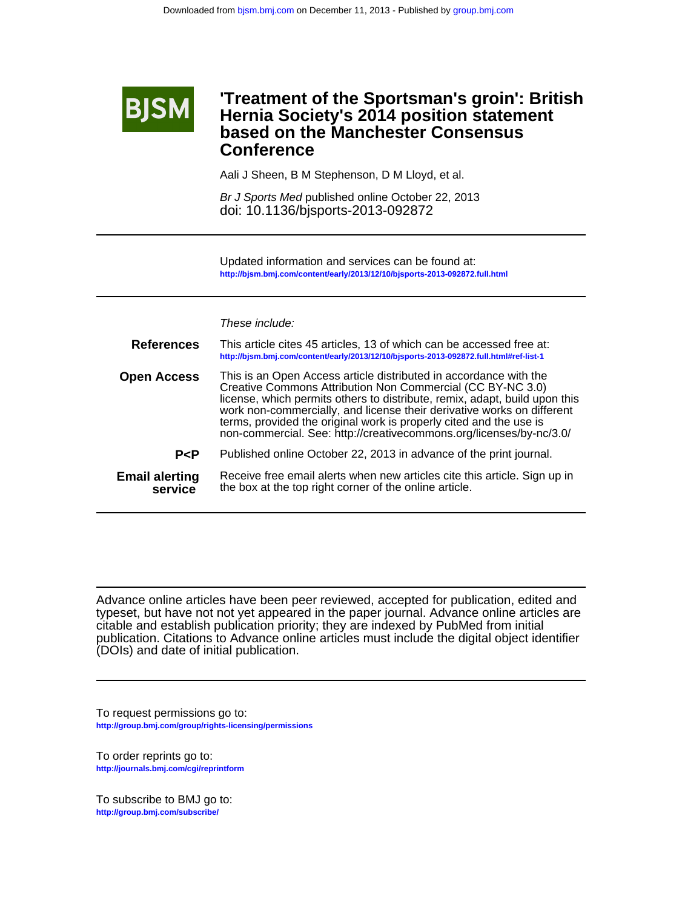# 'Treatment of the Sportsman's groin': British Hernia Society's 2014 position statement based on the Manchester Consensus Conference

Aali J Sheen, B M Stephenson, D M Lloyd, et al.

*Br J Sports Med* published online October 22, 2013
doi: 10.1136/bjsports-2013-092872

Updated information and services can be found at:
http://bjsm.bmj.com/content/early/2013/12/10/bjsports-2013-092872.full.html

*These include:*

**References**
This article cites 45 articles, 13 of which can be accessed free at:
http://bjsm.bmj.com/content/early/2013/12/10/bjsports-2013-092872.full.html#ref-list-1

**Open Access**
This is an Open Access article distributed in accordance with the Creative Commons Attribution Non Commercial (CC BY-NC 3.0) license, which permits others to distribute, remix, adapt, build upon this work non-commercially, and license their derivative works on different terms, provided the original work is properly cited and the use is non-commercial. See: http://creativecommons.org/licenses/by-nc/3.0/

**P<P**
Published online October 22, 2013 in advance of the print journal.

**Email alerting service**
Receive free email alerts when new articles cite this article. Sign up in the box at the top right corner of the online article.

Advance online articles have been peer reviewed, accepted for publication, edited and typeset, but have not not yet appeared in the paper journal. Advance online articles are citable and establish publication priority; they are indexed by PubMed from initial publication. Citations to Advance online articles must include the digital object identifier (DOIs) and date of initial publication.

To request permissions go to:
http://group.bmj.com/group/rights-licensing/permissions

To order reprints go to:
http://journals.bmj.com/cgi/reprintform

To subscribe to BMJ go to:
http://group.bmj.com/subscribe/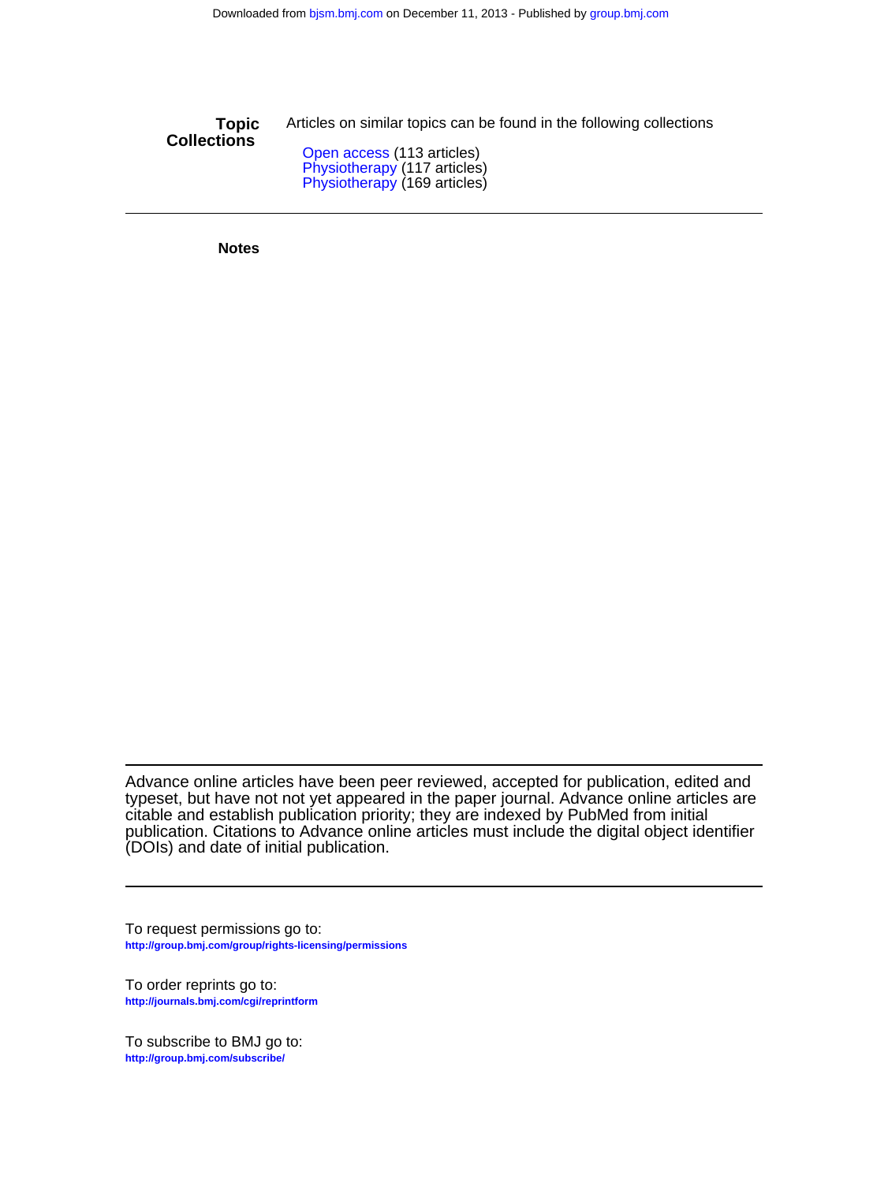**Topic Collections**

Articles on similar topics can be found in the following collections

Open access (113 articles)
Physiotherapy (117 articles)
Physiotherapy (169 articles)

---

**Notes**

---

Advance online articles have been peer reviewed, accepted for publication, edited and typeset, but have not not yet appeared in the paper journal. Advance online articles are citable and establish publication priority; they are indexed by PubMed from initial publication. Citations to Advance online articles must include the digital object identifier (DOIs) and date of initial publication.

---

To request permissions go to:
**http://group.bmj.com/group/rights-licensing/permissions**

To order reprints go to:
**http://journals.bmj.com/cgi/reprintform**

To subscribe to BMJ go to:
**http://group.bmj.com/subscribe/**